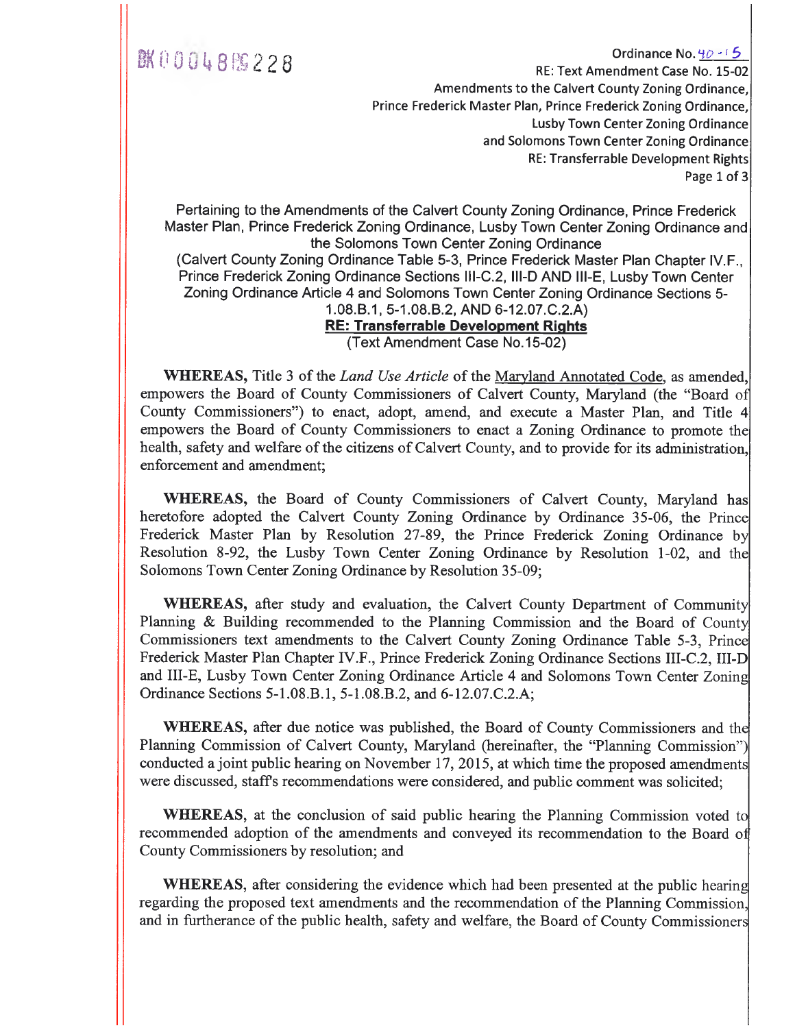BK 0 0 0 4 8 PG 2 2 8

Ordinance No. 40-15
RE: Text Amendment Case No. 15-02
Amendments to the Calvert County Zoning Ordinance,
Prince Frederick Master Plan, Prince Frederick Zoning Ordinance,
Lusby Town Center Zoning Ordinance
and Solomons Town Center Zoning Ordinance
RE: Transferrable Development Rights

Pertaining to the Amendments of the Calvert County Zoning Ordinance, Prince Frederick Master Plan, Prince Frederick Zoning Ordinance, Lusby Town Center Zoning Ordinance and the Solomons Town Center Zoning Ordinance
(Calvert County Zoning Ordinance Table 5-3, Prince Frederick Master Plan Chapter IV.F., Prince Frederick Zoning Ordinance Sections III-C.2, III-D AND III-E, Lusby Town Center Zoning Ordinance Article 4 and Solomons Town Center Zoning Ordinance Sections 5-1.08.B.1, 5-1.08.B.2, AND 6-12.07.C.2.A)
**RE: Transferrable Development Rights**
(Text Amendment Case No.15-02)

**WHEREAS,** Title 3 of the *Land Use Article* of the Maryland Annotated Code, as amended, empowers the Board of County Commissioners of Calvert County, Maryland (the "Board of County Commissioners") to enact, adopt, amend, and execute a Master Plan, and Title 4 empowers the Board of County Commissioners to enact a Zoning Ordinance to promote the health, safety and welfare of the citizens of Calvert County, and to provide for its administration, enforcement and amendment;

**WHEREAS,** the Board of County Commissioners of Calvert County, Maryland has heretofore adopted the Calvert County Zoning Ordinance by Ordinance 35-06, the Prince Frederick Master Plan by Resolution 27-89, the Prince Frederick Zoning Ordinance by Resolution 8-92, the Lusby Town Center Zoning Ordinance by Resolution 1-02, and the Solomons Town Center Zoning Ordinance by Resolution 35-09;

**WHEREAS,** after study and evaluation, the Calvert County Department of Community Planning & Building recommended to the Planning Commission and the Board of County Commissioners text amendments to the Calvert County Zoning Ordinance Table 5-3, Prince Frederick Master Plan Chapter IV.F., Prince Frederick Zoning Ordinance Sections III-C.2, III-D and III-E, Lusby Town Center Zoning Ordinance Article 4 and Solomons Town Center Zoning Ordinance Sections 5-1.08.B.1, 5-1.08.B.2, and 6-12.07.C.2.A;

**WHEREAS,** after due notice was published, the Board of County Commissioners and the Planning Commission of Calvert County, Maryland (hereinafter, the "Planning Commission") conducted a joint public hearing on November 17, 2015, at which time the proposed amendments were discussed, staff's recommendations were considered, and public comment was solicited;

**WHEREAS,** at the conclusion of said public hearing the Planning Commission voted to recommended adoption of the amendments and conveyed its recommendation to the Board of County Commissioners by resolution; and

**WHEREAS,** after considering the evidence which had been presented at the public hearing regarding the proposed text amendments and the recommendation of the Planning Commission, and in furtherance of the public health, safety and welfare, the Board of County Commissioners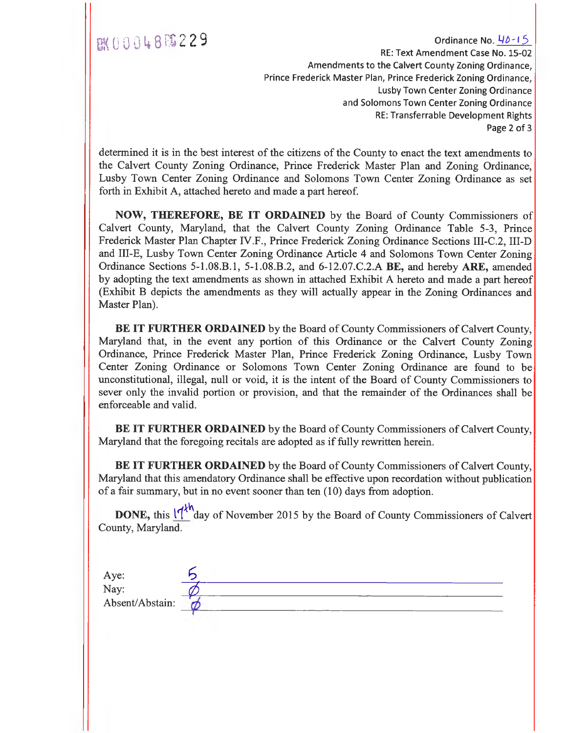BK 0 0 0 4 8 PG 2 2 9

Ordinance No. 40-15
RE: Text Amendment Case No. 15-02
Amendments to the Calvert County Zoning Ordinance,
Prince Frederick Master Plan, Prince Frederick Zoning Ordinance,
Lusby Town Center Zoning Ordinance
and Solomons Town Center Zoning Ordinance
RE: Transferrable Development Rights

determined it is in the best interest of the citizens of the County to enact the text amendments to the Calvert County Zoning Ordinance, Prince Frederick Master Plan and Zoning Ordinance, Lusby Town Center Zoning Ordinance and Solomons Town Center Zoning Ordinance as set forth in Exhibit A, attached hereto and made a part hereof.

**NOW, THEREFORE, BE IT ORDAINED** by the Board of County Commissioners of Calvert County, Maryland, that the Calvert County Zoning Ordinance Table 5-3, Prince Frederick Master Plan Chapter IV.F., Prince Frederick Zoning Ordinance Sections III-C.2, III-D and III-E, Lusby Town Center Zoning Ordinance Article 4 and Solomons Town Center Zoning Ordinance Sections 5-1.08.B.1, 5-1.08.B.2, and 6-12.07.C.2.A **BE,** and hereby **ARE,** amended by adopting the text amendments as shown in attached Exhibit A hereto and made a part hereof (Exhibit B depicts the amendments as they will actually appear in the Zoning Ordinances and Master Plan).

**BE IT FURTHER ORDAINED** by the Board of County Commissioners of Calvert County, Maryland that, in the event any portion of this Ordinance or the Calvert County Zoning Ordinance, Prince Frederick Master Plan, Prince Frederick Zoning Ordinance, Lusby Town Center Zoning Ordinance or Solomons Town Center Zoning Ordinance are found to be unconstitutional, illegal, null or void, it is the intent of the Board of County Commissioners to sever only the invalid portion or provision, and that the remainder of the Ordinances shall be enforceable and valid.

**BE IT FURTHER ORDAINED** by the Board of County Commissioners of Calvert County, Maryland that the foregoing recitals are adopted as if fully rewritten herein.

**BE IT FURTHER ORDAINED** by the Board of County Commissioners of Calvert County, Maryland that this amendatory Ordinance shall be effective upon recordation without publication of a fair summary, but in no event sooner than ten (10) days from adoption.

**DONE,** this 17th day of November 2015 by the Board of County Commissioners of Calvert County, Maryland.

Aye: 5
Nay: Ø
Absent/Abstain: Ø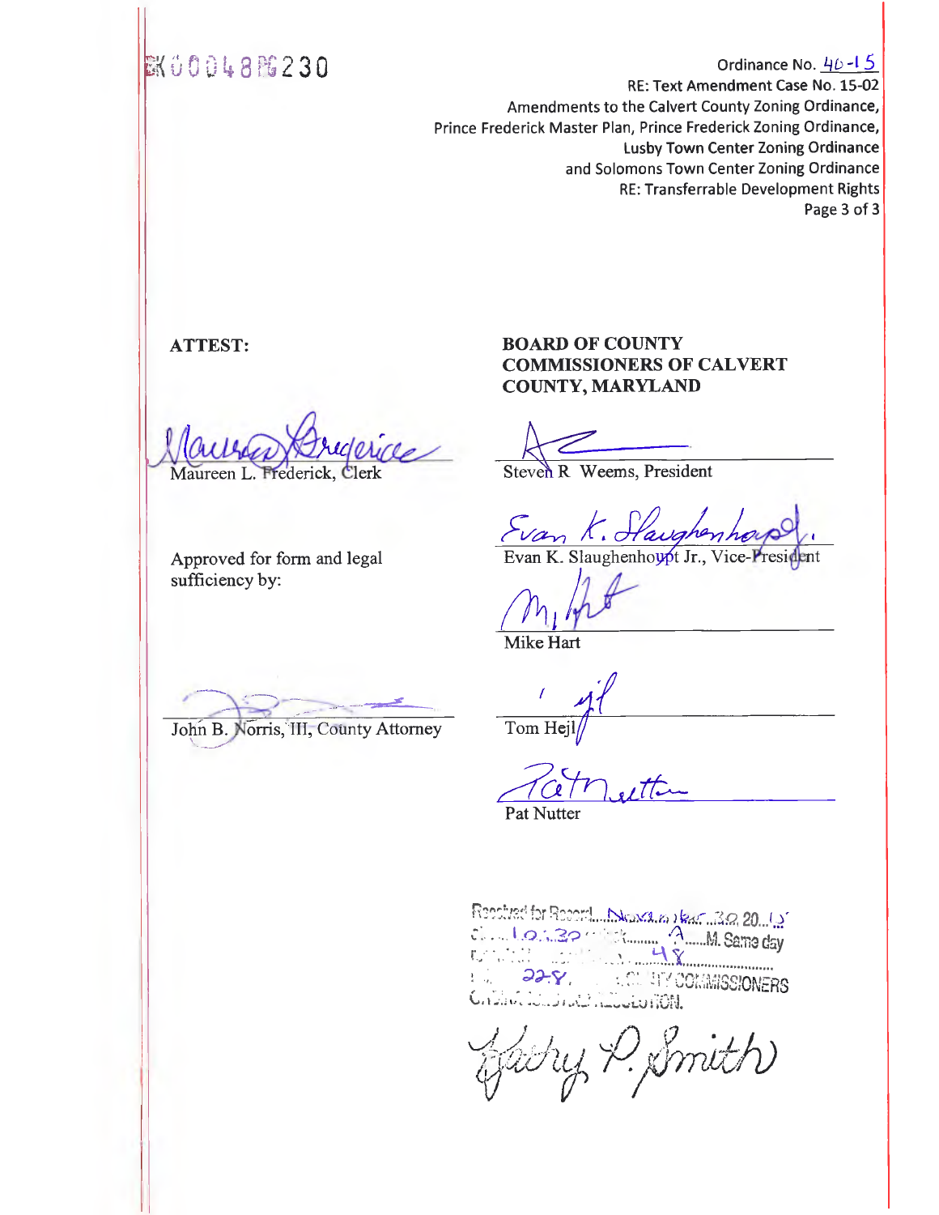BK 0 0 0 4 8 PG 2 3 0

Ordinance No. 46-15
RE: Text Amendment Case No. 15-02
Amendments to the Calvert County Zoning Ordinance,
Prince Frederick Master Plan, Prince Frederick Zoning Ordinance,
Lusby Town Center Zoning Ordinance
and Solomons Town Center Zoning Ordinance
RE: Transferrable Development Rights

**ATTEST:**

Maureen L. Frederick, Clerk

Approved for form and legal sufficiency by:

John B. Norris, III, County Attorney

**BOARD OF COUNTY COMMISSIONERS OF CALVERT COUNTY, MARYLAND**

Steven R Weems, President

Evan K. Slaughenhoupt Jr., Vice-President

Mike Hart

Tom Hejl

Pat Nutter

Received for Record November 30 20 15
at 10:30 o'clock A.M. Same day
... 48
... 228, ... COUNTY COMMISSIONERS
... ORDINANCE RESOLUTION.

Kathy P. Smith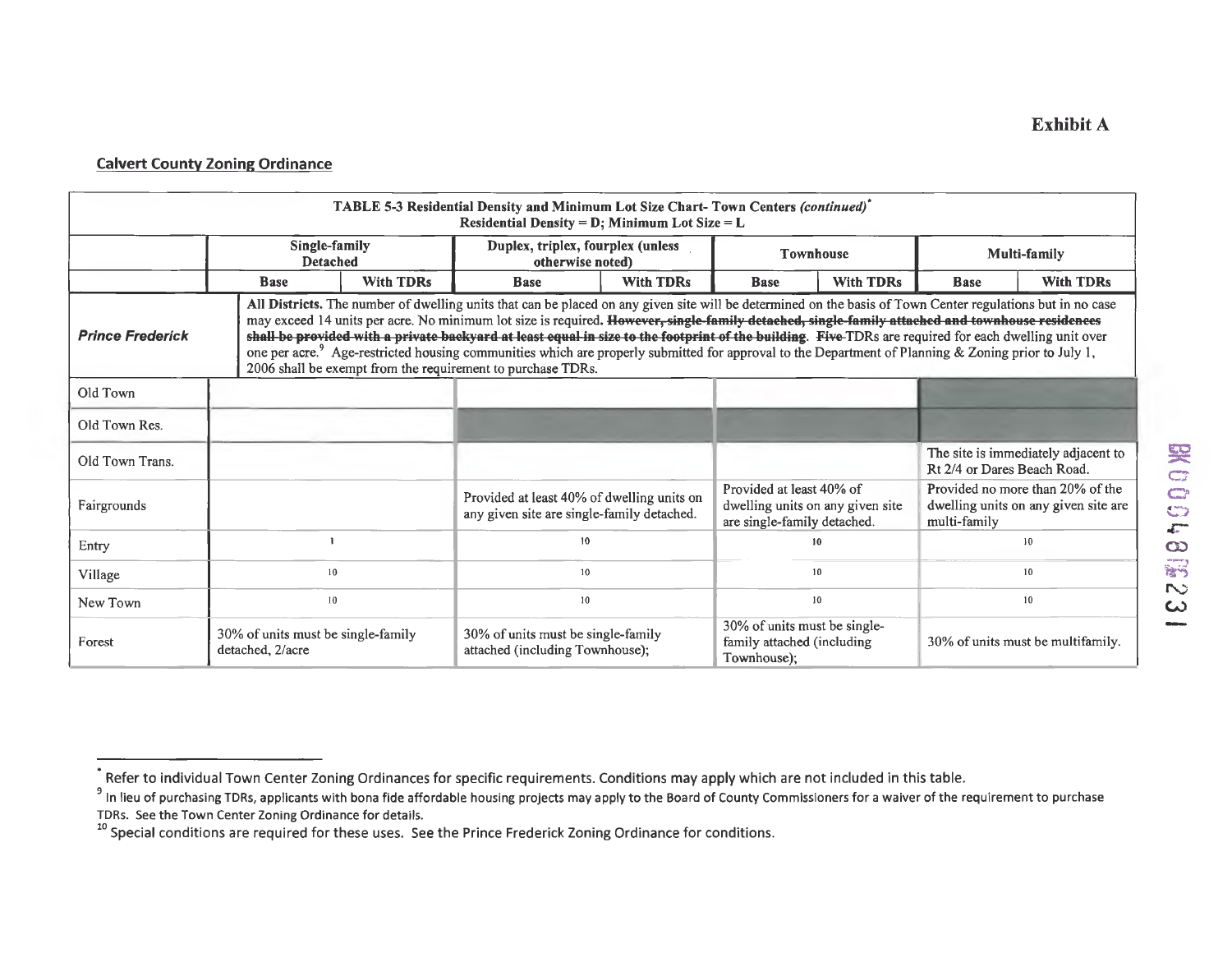**Exhibit A**

**Calvert County Zoning Ordinance**

| TABLE 5-3 Residential Density and Minimum Lot Size Chart- Town Centers *(continued)*[*] Residential Density = D; Minimum Lot Size = L | | | | | | | | |
|---|---|---|---|---|---|---|---|---|
| | Single-family Detached | | Duplex, triplex, fourplex (unless otherwise noted) | | Townhouse | | Multi-family | |
| | Base | With TDRs | Base | With TDRs | Base | With TDRs | Base | With TDRs |
| ***Prince Frederick*** | **All Districts.** The number of dwelling units that can be placed on any given site will be determined on the basis of Town Center regulations but in no case may exceed 14 units per acre. No minimum lot size is required. ~~**However, single-family detached, single-family attached and townhouse residences shall be provided with a private backyard at least equal in size to the footprint of the building**~~. ~~**Five**~~ TDRs are required for each dwelling unit over one per acre.[9] Age-restricted housing communities which are properly submitted for approval to the Department of Planning & Zoning prior to July 1, 2006 shall be exempt from the requirement to purchase TDRs. | | | | | | | |
| Old Town | | | | | | | | |
| Old Town Res. | | | | | | | | |
| Old Town Trans. | | | | | | | The site is immediately adjacent to Rt 2/4 or Dares Beach Road. | |
| Fairgrounds | | | Provided at least 40% of dwelling units on any given site are single-family detached. | | Provided at least 40% of dwelling units on any given site are single-family detached. | | Provided no more than 20% of the dwelling units on any given site are multi-family | |
| Entry | 1 | | 10 | | 10 | | 10 | |
| Village | 10 | | 10 | | 10 | | 10 | |
| New Town | 10 | | 10 | | 10 | | 10 | |
| Forest | 30% of units must be single-family detached, 2/acre | | 30% of units must be single-family attached (including Townhouse); | | 30% of units must be single-family attached (including Townhouse); | | 30% of units must be multifamily. | |

[*] Refer to individual Town Center Zoning Ordinances for specific requirements. Conditions may apply which are not included in this table.

[9] In lieu of purchasing TDRs, applicants with bona fide affordable housing projects may apply to the Board of County Commissioners for a waiver of the requirement to purchase TDRs. See the Town Center Zoning Ordinance for details.

[10] Special conditions are required for these uses. See the Prince Frederick Zoning Ordinance for conditions.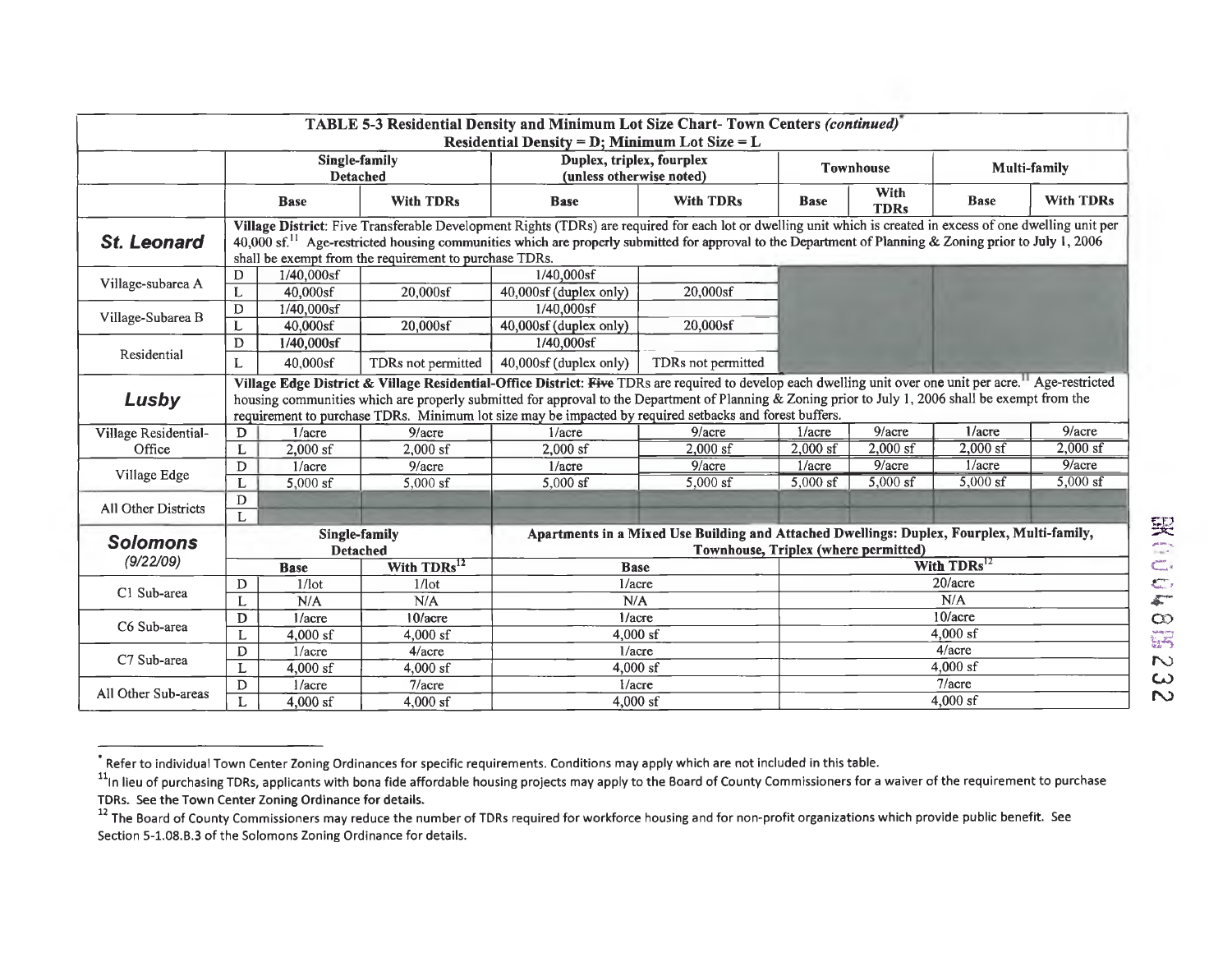| TABLE 5-3 Residential Density and Minimum Lot Size Chart- Town Centers *(continued)*[*] Residential Density = D; Minimum Lot Size = L | | | | | | | | | |
|---|---|---|---|---|---|---|---|---|---|
| | | Single-family Detached | | Duplex, triplex, fourplex (unless otherwise noted) | | Townhouse | | Multi-family | |
| | | Base | With TDRs | Base | With TDRs | Base | With TDRs | Base | With TDRs |
| ***St. Leonard*** | Village District: Five Transferable Development Rights (TDRs) are required for each lot or dwelling unit which is created in excess of one dwelling unit per 40,000 sf.[11] Age-restricted housing communities which are properly submitted for approval to the Department of Planning & Zoning prior to July 1, 2006 shall be exempt from the requirement to purchase TDRs. | | | | | | | | |
| Village-subarea A | D | 1/40,000sf | | 1/40,000sf | | | | | |
| | L | 40,000sf | 20,000sf | 40,000sf (duplex only) | 20,000sf | | | | |
| Village-Subarea B | D | 1/40,000sf | | 1/40,000sf | | | | | |
| | L | 40,000sf | 20,000sf | 40,000sf (duplex only) | 20,000sf | | | | |
| Residential | D | 1/40,000sf | | 1/40,000sf | | | | | |
| | L | 40,000sf | TDRs not permitted | 40,000sf (duplex only) | TDRs not permitted | | | | |
| ***Lusby*** | Village Edge District & Village Residential-Office District: ~~Five~~ TDRs are required to develop each dwelling unit over one unit per acre.[11] Age-restricted housing communities which are properly submitted for approval to the Department of Planning & Zoning prior to July 1, 2006 shall be exempt from the requirement to purchase TDRs. Minimum lot size may be impacted by required setbacks and forest buffers. | | | | | | | | |
| Village Residential-Office | D | 1/acre | 9/acre | 1/acre | 9/acre | 1/acre | 9/acre | 1/acre | 9/acre |
| | L | 2,000 sf | 2,000 sf | 2,000 sf | 2,000 sf | 2,000 sf | 2,000 sf | 2,000 sf | 2,000 sf |
| Village Edge | D | 1/acre | 9/acre | 1/acre | 9/acre | 1/acre | 9/acre | 1/acre | 9/acre |
| | L | 5,000 sf | 5,000 sf | 5,000 sf | 5,000 sf | 5,000 sf | 5,000 sf | 5,000 sf | 5,000 sf |
| All Other Districts | D | | | | | | | | |
| | L | | | | | | | | |
| ***Solomons*** *(9/22/09)* | | Single-family Detached | | Apartments in a Mixed Use Building and Attached Dwellings: Duplex, Fourplex, Multi-family, Townhouse, Triplex (where permitted) | | | | | |
| | | Base | With TDRs[12] | Base | | With TDRs[12] | | | |
| C1 Sub-area | D | 1/lot | 1/lot | 1/acre | | 20/acre | | | |
| | L | N/A | N/A | N/A | | N/A | | | |
| C6 Sub-area | D | 1/acre | 10/acre | 1/acre | | 10/acre | | | |
| | L | 4,000 sf | 4,000 sf | 4,000 sf | | 4,000 sf | | | |
| C7 Sub-area | D | 1/acre | 4/acre | 1/acre | | 4/acre | | | |
| | L | 4,000 sf | 4,000 sf | 4,000 sf | | 4,000 sf | | | |
| All Other Sub-areas | D | 1/acre | 7/acre | 1/acre | | 7/acre | | | |
| | L | 4,000 sf | 4,000 sf | 4,000 sf | | 4,000 sf | | | |

[*] Refer to individual Town Center Zoning Ordinances for specific requirements. Conditions may apply which are not included in this table.

[11] In lieu of purchasing TDRs, applicants with bona fide affordable housing projects may apply to the Board of County Commissioners for a waiver of the requirement to purchase TDRs. See the Town Center Zoning Ordinance for details.

[12] The Board of County Commissioners may reduce the number of TDRs required for workforce housing and for non-profit organizations which provide public benefit. See Section 5-1.08.B.3 of the Solomons Zoning Ordinance for details.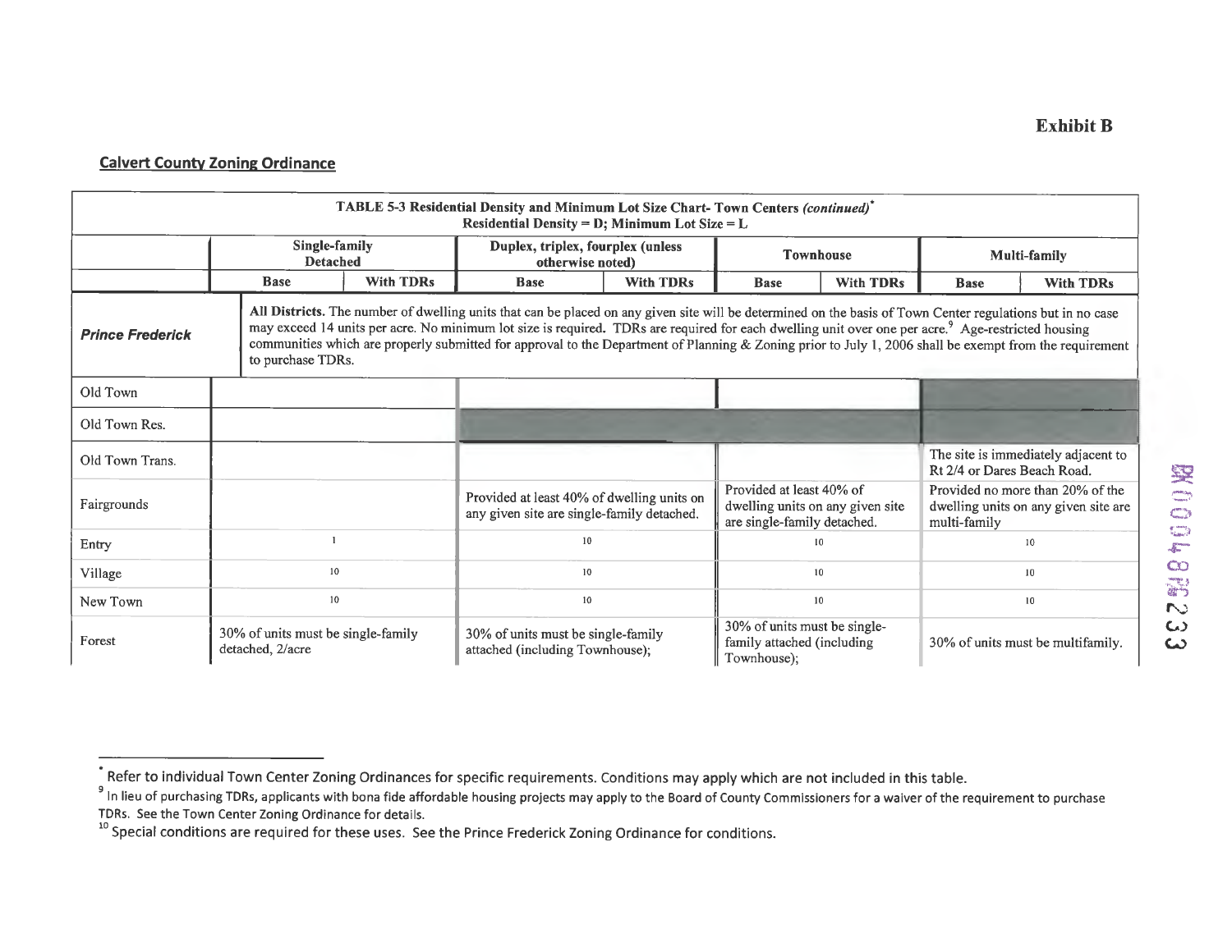**Exhibit B**

**Calvert County Zoning Ordinance**

| TABLE 5-3 Residential Density and Minimum Lot Size Chart- Town Centers *(continued)*\* Residential Density = D; Minimum Lot Size = L | | | | | | | | |
|---|---|---|---|---|---|---|---|---|
| | Single-family Detached | | Duplex, triplex, fourplex (unless otherwise noted) | | Townhouse | | Multi-family | |
| | Base | With TDRs | Base | With TDRs | Base | With TDRs | Base | With TDRs |
| ***Prince Frederick*** | **All Districts.** The number of dwelling units that can be placed on any given site will be determined on the basis of Town Center regulations but in no case may exceed 14 units per acre. No minimum lot size is required. TDRs are required for each dwelling unit over one per acre.[9] Age-restricted housing communities which are properly submitted for approval to the Department of Planning & Zoning prior to July 1, 2006 shall be exempt from the requirement to purchase TDRs. | | | | | | | |
| Old Town | | | | | | | | |
| Old Town Res. | | | | | | | | |
| Old Town Trans. | | | | | | | The site is immediately adjacent to Rt 2/4 or Dares Beach Road. | |
| Fairgrounds | | | Provided at least 40% of dwelling units on any given site are single-family detached. | | Provided at least 40% of dwelling units on any given site are single-family detached. | | Provided no more than 20% of the dwelling units on any given site are multi-family | |
| Entry | 1 | | 10 | | 10 | | 10 | |
| Village | 10 | | 10 | | 10 | | 10 | |
| New Town | 10 | | 10 | | 10 | | 10 | |
| Forest | 30% of units must be single-family detached, 2/acre | | 30% of units must be single-family attached (including Townhouse); | | 30% of units must be single-family attached (including Townhouse); | | 30% of units must be multifamily. | |

\* Refer to individual Town Center Zoning Ordinances for specific requirements. Conditions may apply which are not included in this table.

[9] In lieu of purchasing TDRs, applicants with bona fide affordable housing projects may apply to the Board of County Commissioners for a waiver of the requirement to purchase TDRs. See the Town Center Zoning Ordinance for details.

[10] Special conditions are required for these uses. See the Prince Frederick Zoning Ordinance for conditions.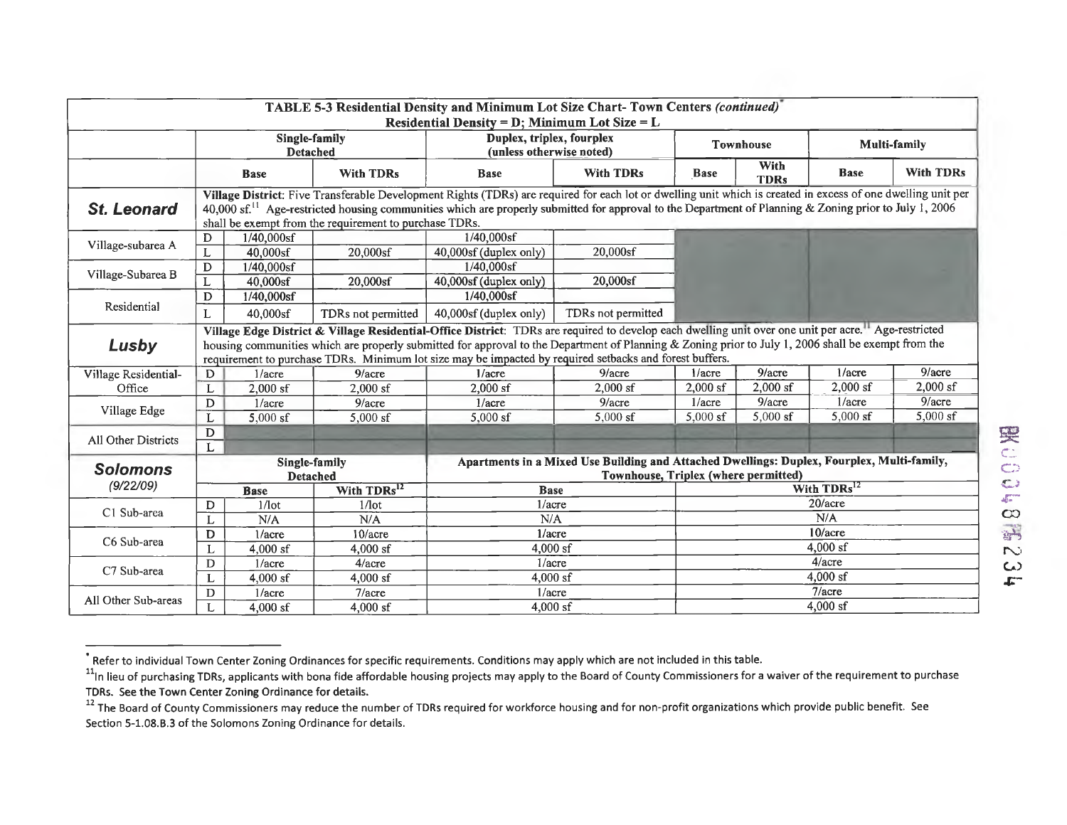| TABLE 5-3 Residential Density and Minimum Lot Size Chart- Town Centers *(continued)*[*] Residential Density = D; Minimum Lot Size = L | | | | | | | | | | |
|---|---|---|---|---|---|---|---|---|---|---|
| | | Single-family Detached | | Duplex, triplex, fourplex (unless otherwise noted) | | Townhouse | | Multi-family | | |
| | | Base | With TDRs | Base | With TDRs | Base | With TDRs | Base | With TDRs | |
| ***St. Leonard*** | **Village District**: Five Transferable Development Rights (TDRs) are required for each lot or dwelling unit which is created in excess of one dwelling unit per 40,000 sf.[11] Age-restricted housing communities which are properly submitted for approval to the Department of Planning & Zoning prior to July 1, 2006 shall be exempt from the requirement to purchase TDRs. | | | | | | | | | |
| Village-subarea A | D | 1/40,000sf | | 1/40,000sf | | | | | | |
| | L | 40,000sf | 20,000sf | 40,000sf (duplex only) | 20,000sf | | | | | |
| Village-Subarea B | D | 1/40,000sf | | 1/40,000sf | | | | | | |
| | L | 40,000sf | 20,000sf | 40,000sf (duplex only) | 20,000sf | | | | | |
| Residential | D | 1/40,000sf | | 1/40,000sf | | | | | | |
| | L | 40,000sf | TDRs not permitted | 40,000sf (duplex only) | TDRs not permitted | | | | | |
| ***Lusby*** | **Village Edge District & Village Residential-Office District**: TDRs are required to develop each dwelling unit over one unit per acre.[11] Age-restricted housing communities which are properly submitted for approval to the Department of Planning & Zoning prior to July 1, 2006 shall be exempt from the requirement to purchase TDRs. Minimum lot size may be impacted by required setbacks and forest buffers. | | | | | | | | | |
| Village Residential-Office | D | 1/acre | 9/acre | 1/acre | 9/acre | 1/acre | 9/acre | 1/acre | 9/acre | |
| | L | 2,000 sf | 2,000 sf | 2,000 sf | 2,000 sf | 2,000 sf | 2,000 sf | 2,000 sf | 2,000 sf | |
| Village Edge | D | 1/acre | 9/acre | 1/acre | 9/acre | 1/acre | 9/acre | 1/acre | 9/acre | |
| | L | 5,000 sf | 5,000 sf | 5,000 sf | 5,000 sf | 5,000 sf | 5,000 sf | 5,000 sf | 5,000 sf | |
| All Other Districts | D | | | | | | | | | |
| | L | | | | | | | | | |
| ***Solomons*** *(9/22/09)* | | Single-family Detached | | Apartments in a Mixed Use Building and Attached Dwellings: Duplex, Fourplex, Multi-family, Townhouse, Triplex (where permitted) | | | | | | |
| | | Base | With TDRs[12] | Base | | With TDRs[12] | | | | |
| C1 Sub-area | D | 1/lot | 1/lot | 1/acre | | 20/acre | | | | |
| | L | N/A | N/A | N/A | | N/A | | | | |
| C6 Sub-area | D | 1/acre | 10/acre | 1/acre | | 10/acre | | | | |
| | L | 4,000 sf | 4,000 sf | 4,000 sf | | 4,000 sf | | | | |
| C7 Sub-area | D | 1/acre | 4/acre | 1/acre | | 4/acre | | | | |
| | L | 4,000 sf | 4,000 sf | 4,000 sf | | 4,000 sf | | | | |
| All Other Sub-areas | D | 1/acre | 7/acre | 1/acre | | 7/acre | | | | |
| | L | 4,000 sf | 4,000 sf | 4,000 sf | | 4,000 sf | | | | |

[*] Refer to individual Town Center Zoning Ordinances for specific requirements. Conditions may apply which are not included in this table.

[11] In lieu of purchasing TDRs, applicants with bona fide affordable housing projects may apply to the Board of County Commissioners for a waiver of the requirement to purchase TDRs. See the Town Center Zoning Ordinance for details.

[12] The Board of County Commissioners may reduce the number of TDRs required for workforce housing and for non-profit organizations which provide public benefit. See Section 5-1.08.B.3 of the Solomons Zoning Ordinance for details.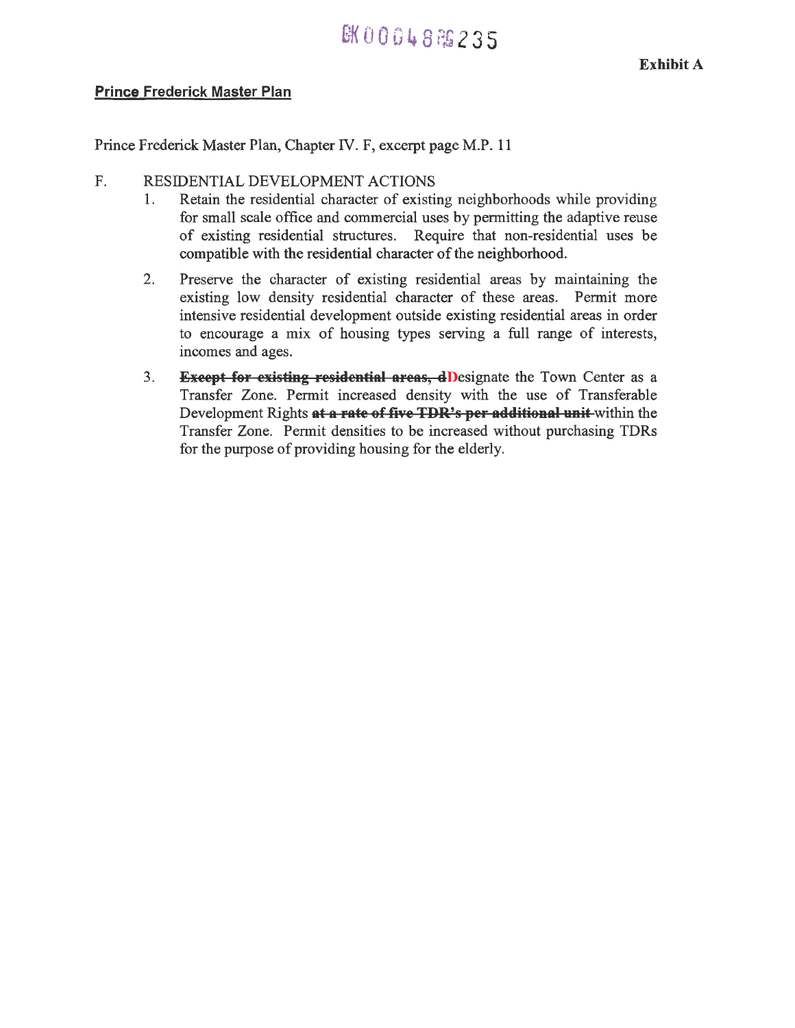Exhibit A

**Prince Frederick Master Plan**

Prince Frederick Master Plan, Chapter IV. F, excerpt page M.P. 11

F. RESIDENTIAL DEVELOPMENT ACTIONS

1. Retain the residential character of existing neighborhoods while providing for small scale office and commercial uses by permitting the adaptive reuse of existing residential structures. Require that non-residential uses be compatible with the residential character of the neighborhood.

2. Preserve the character of existing residential areas by maintaining the existing low density residential character of these areas. Permit more intensive residential development outside existing residential areas in order to encourage a mix of housing types serving a full range of interests, incomes and ages.

3. ~~**Except for existing residential areas, d**~~Designate the Town Center as a Transfer Zone. Permit increased density with the use of Transferable Development Rights ~~**at a rate of five TDR's per additional unit**~~ within the Transfer Zone. Permit densities to be increased without purchasing TDRs for the purpose of providing housing for the elderly.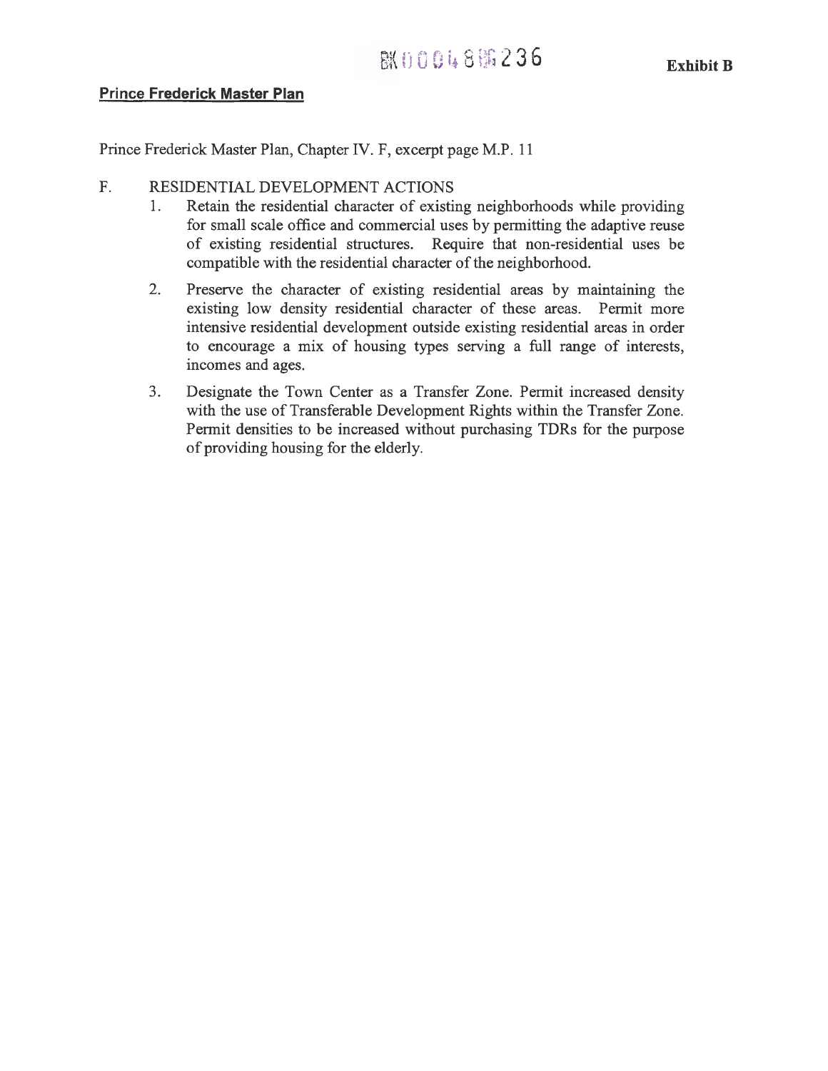**Exhibit B**

**Prince Frederick Master Plan**

Prince Frederick Master Plan, Chapter IV. F, excerpt page M.P. 11

F. RESIDENTIAL DEVELOPMENT ACTIONS

1. Retain the residential character of existing neighborhoods while providing for small scale office and commercial uses by permitting the adaptive reuse of existing residential structures. Require that non-residential uses be compatible with the residential character of the neighborhood.

2. Preserve the character of existing residential areas by maintaining the existing low density residential character of these areas. Permit more intensive residential development outside existing residential areas in order to encourage a mix of housing types serving a full range of interests, incomes and ages.

3. Designate the Town Center as a Transfer Zone. Permit increased density with the use of Transferable Development Rights within the Transfer Zone. Permit densities to be increased without purchasing TDRs for the purpose of providing housing for the elderly.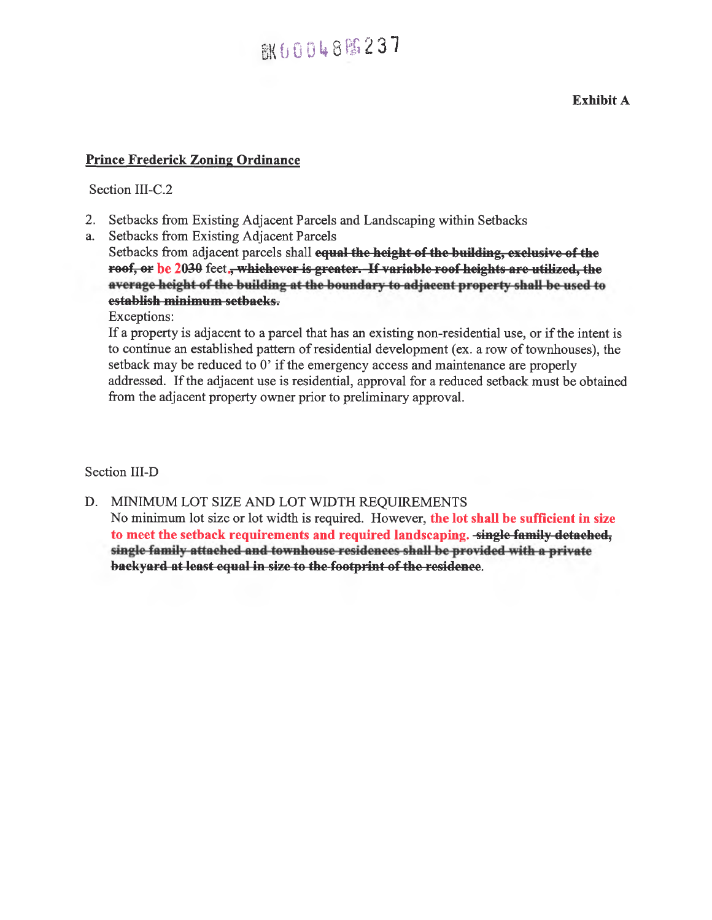BK 0 0 0 4 8 PG 2 3 7

**Exhibit A**

**Prince Frederick Zoning Ordinance**

Section III-C.2

2. Setbacks from Existing Adjacent Parcels and Landscaping within Setbacks

a. Setbacks from Existing Adjacent Parcels

Setbacks from adjacent parcels shall ~~**equal the height of the building, exclusive of the roof, or**~~ be 20~~30~~ feet~~**, whichever is greater. If variable roof heights are utilized, the average height of the building at the boundary to adjacent property shall be used to establish minimum setbacks.**~~

Exceptions:

If a property is adjacent to a parcel that has an existing non-residential use, or if the intent is to continue an established pattern of residential development (ex. a row of townhouses), the setback may be reduced to 0' if the emergency access and maintenance are properly addressed. If the adjacent use is residential, approval for a reduced setback must be obtained from the adjacent property owner prior to preliminary approval.

Section III-D

D. MINIMUM LOT SIZE AND LOT WIDTH REQUIREMENTS

No minimum lot size or lot width is required. However, **the lot shall be sufficient in size to meet the setback requirements and required landscaping.** ~~**single family detached, single family attached and townhouse residences shall be provided with a private backyard at least equal in size to the footprint of the residence**~~.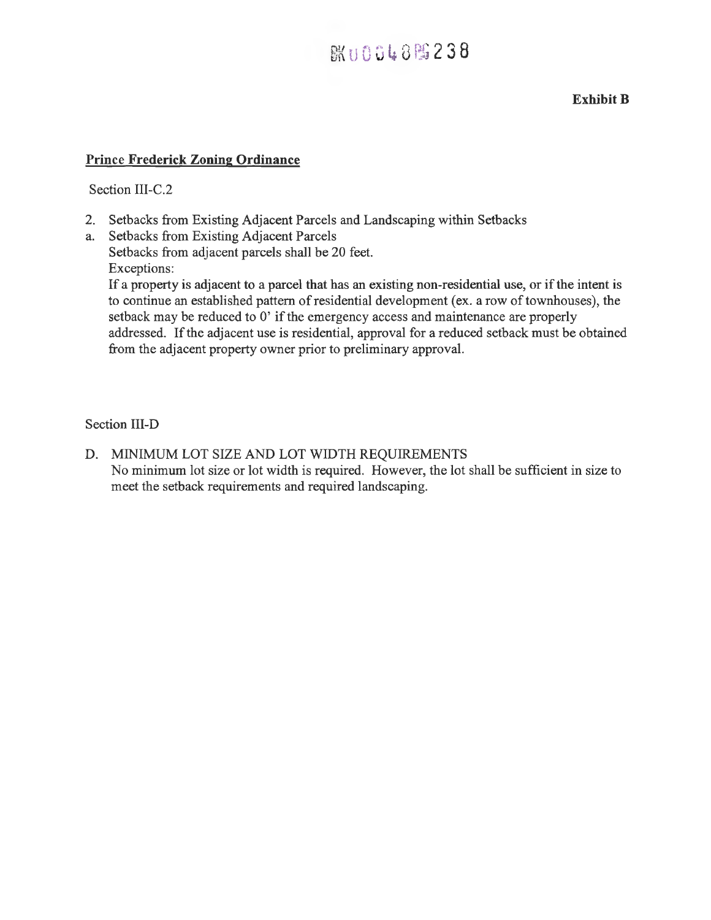BK 0 0 6 4 8 PG 2 3 8

**Exhibit B**

**Prince Frederick Zoning Ordinance**

Section III-C.2

2. Setbacks from Existing Adjacent Parcels and Landscaping within Setbacks

a. Setbacks from Existing Adjacent Parcels
   Setbacks from adjacent parcels shall be 20 feet.
   Exceptions:
   If a property is adjacent to a parcel that has an existing non-residential use, or if the intent is to continue an established pattern of residential development (ex. a row of townhouses), the setback may be reduced to 0' if the emergency access and maintenance are properly addressed. If the adjacent use is residential, approval for a reduced setback must be obtained from the adjacent property owner prior to preliminary approval.

Section III-D

D. MINIMUM LOT SIZE AND LOT WIDTH REQUIREMENTS
   No minimum lot size or lot width is required. However, the lot shall be sufficient in size to meet the setback requirements and required landscaping.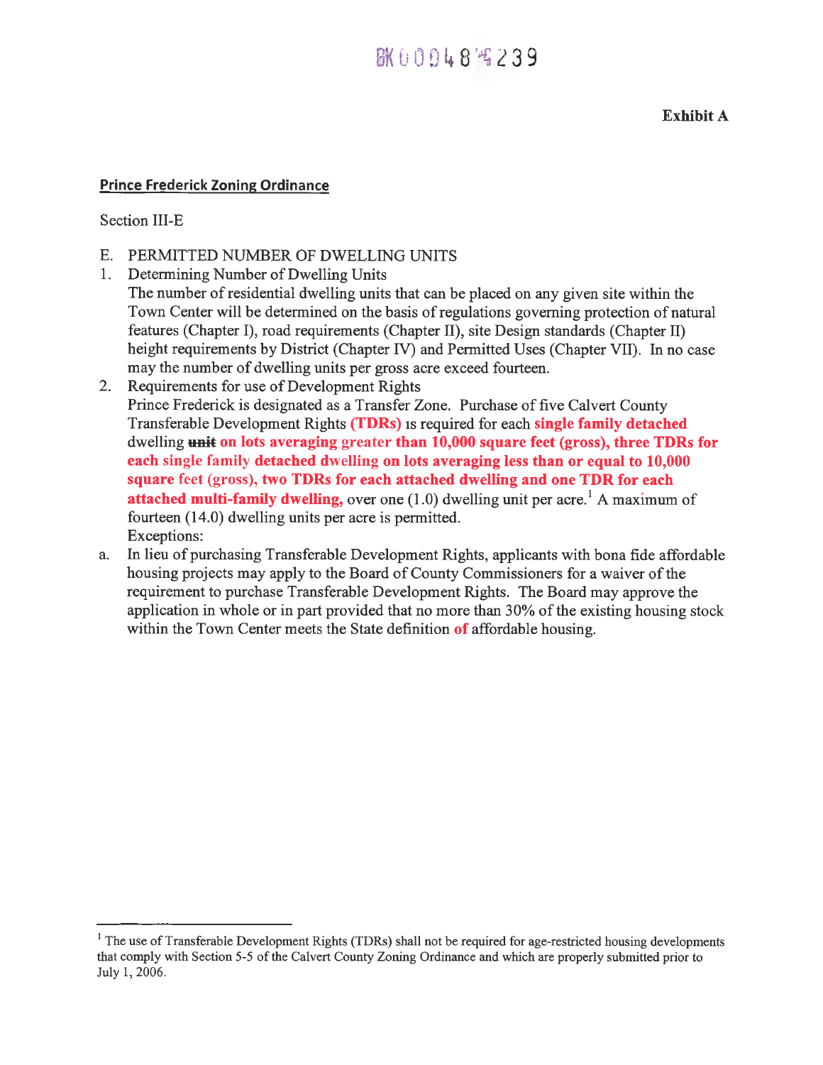**Exhibit A**

**Prince Frederick Zoning Ordinance**

Section III-E

E. PERMITTED NUMBER OF DWELLING UNITS

1. Determining Number of Dwelling Units
   The number of residential dwelling units that can be placed on any given site within the Town Center will be determined on the basis of regulations governing protection of natural features (Chapter I), road requirements (Chapter II), site Design standards (Chapter II) height requirements by District (Chapter IV) and Permitted Uses (Chapter VII). In no case may the number of dwelling units per gross acre exceed fourteen.
2. Requirements for use of Development Rights
   Prince Frederick is designated as a Transfer Zone. Purchase of five Calvert County Transferable Development Rights **(TDRs)** is required for each **single family detached** dwelling ~~unit~~ **on lots averaging greater than 10,000 square feet (gross), three TDRs for each single family detached dwelling on lots averaging less than or equal to 10,000 square feet (gross), two TDRs for each attached dwelling and one TDR for each attached multi-family dwelling,** over one (1.0) dwelling unit per acre.[1] A maximum of fourteen (14.0) dwelling units per acre is permitted.
   Exceptions:

a. In lieu of purchasing Transferable Development Rights, applicants with bona fide affordable housing projects may apply to the Board of County Commissioners for a waiver of the requirement to purchase Transferable Development Rights. The Board may approve the application in whole or in part provided that no more than 30% of the existing housing stock within the Town Center meets the State definition **of** affordable housing.

---

[1] The use of Transferable Development Rights (TDRs) shall not be required for age-restricted housing developments that comply with Section 5-5 of the Calvert County Zoning Ordinance and which are properly submitted prior to July 1, 2006.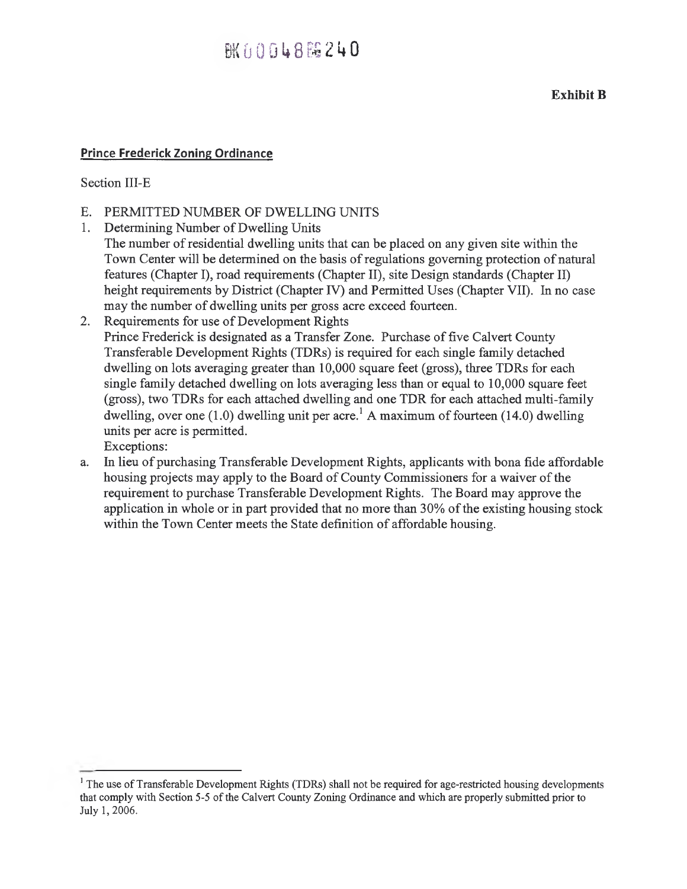BK00048PG240

**Exhibit B**

**Prince Frederick Zoning Ordinance**

Section III-E

E. PERMITTED NUMBER OF DWELLING UNITS

1. Determining Number of Dwelling Units

   The number of residential dwelling units that can be placed on any given site within the Town Center will be determined on the basis of regulations governing protection of natural features (Chapter I), road requirements (Chapter II), site Design standards (Chapter II) height requirements by District (Chapter IV) and Permitted Uses (Chapter VII). In no case may the number of dwelling units per gross acre exceed fourteen.

2. Requirements for use of Development Rights

   Prince Frederick is designated as a Transfer Zone. Purchase of five Calvert County Transferable Development Rights (TDRs) is required for each single family detached dwelling on lots averaging greater than 10,000 square feet (gross), three TDRs for each single family detached dwelling on lots averaging less than or equal to 10,000 square feet (gross), two TDRs for each attached dwelling and one TDR for each attached multi-family dwelling, over one (1.0) dwelling unit per acre.[1] A maximum of fourteen (14.0) dwelling units per acre is permitted.

   Exceptions:

a. In lieu of purchasing Transferable Development Rights, applicants with bona fide affordable housing projects may apply to the Board of County Commissioners for a waiver of the requirement to purchase Transferable Development Rights. The Board may approve the application in whole or in part provided that no more than 30% of the existing housing stock within the Town Center meets the State definition of affordable housing.

---

[1] The use of Transferable Development Rights (TDRs) shall not be required for age-restricted housing developments that comply with Section 5-5 of the Calvert County Zoning Ordinance and which are properly submitted prior to July 1, 2006.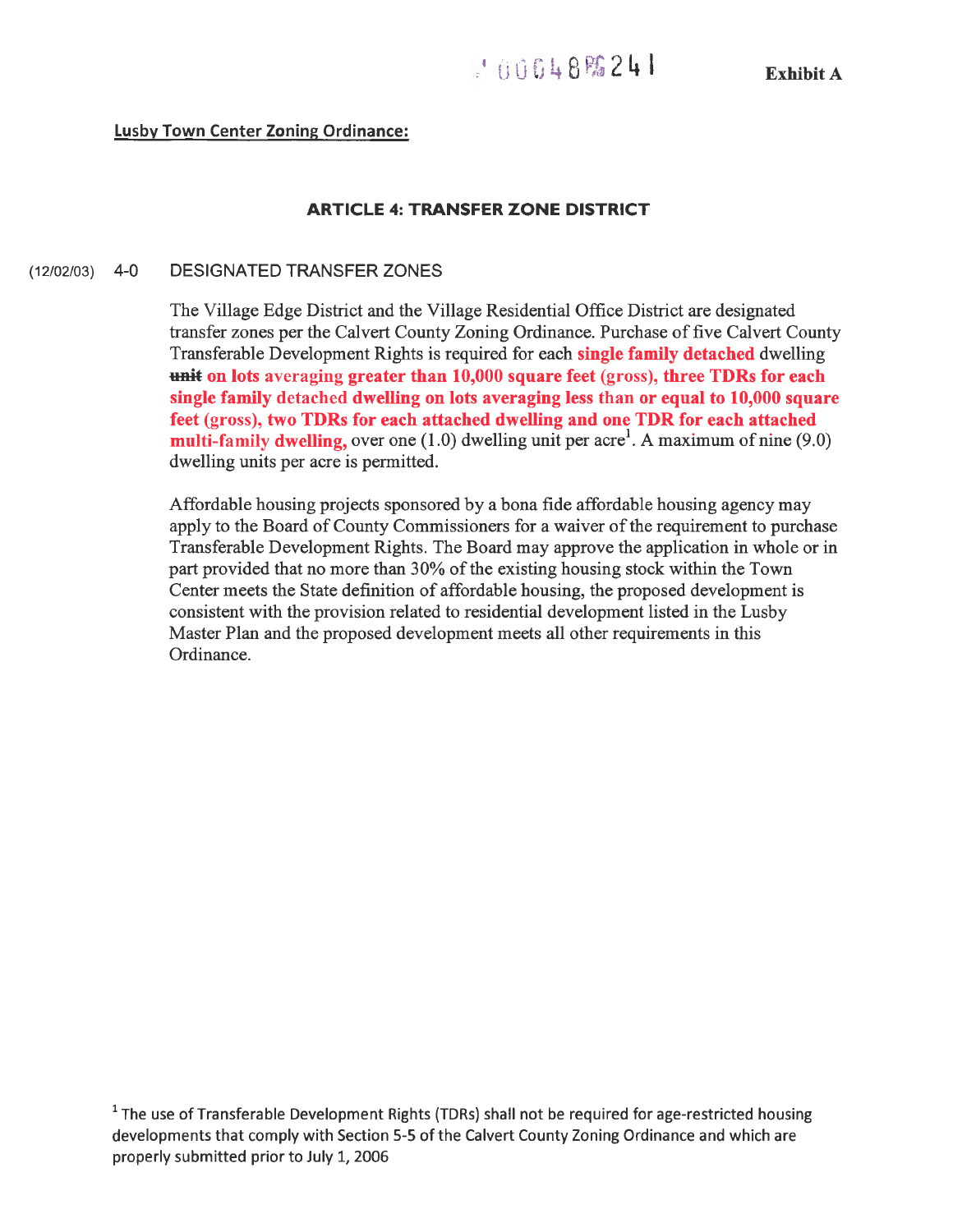Exhibit A

**Lusby Town Center Zoning Ordinance:**

## ARTICLE 4: TRANSFER ZONE DISTRICT

(12/02/03) 4-0 DESIGNATED TRANSFER ZONES

The Village Edge District and the Village Residential Office District are designated transfer zones per the Calvert County Zoning Ordinance. Purchase of five Calvert County Transferable Development Rights is required for each **single family detached** dwelling ~~unit~~ **on lots averaging greater than 10,000 square feet (gross), three TDRs for each single family detached dwelling on lots averaging less than or equal to 10,000 square feet (gross), two TDRs for each attached dwelling and one TDR for each attached multi-family dwelling,** over one (1.0) dwelling unit per acre[1]. A maximum of nine (9.0) dwelling units per acre is permitted.

Affordable housing projects sponsored by a bona fide affordable housing agency may apply to the Board of County Commissioners for a waiver of the requirement to purchase Transferable Development Rights. The Board may approve the application in whole or in part provided that no more than 30% of the existing housing stock within the Town Center meets the State definition of affordable housing, the proposed development is consistent with the provision related to residential development listed in the Lusby Master Plan and the proposed development meets all other requirements in this Ordinance.

[1] The use of Transferable Development Rights (TDRs) shall not be required for age-restricted housing developments that comply with Section 5-5 of the Calvert County Zoning Ordinance and which are properly submitted prior to July 1, 2006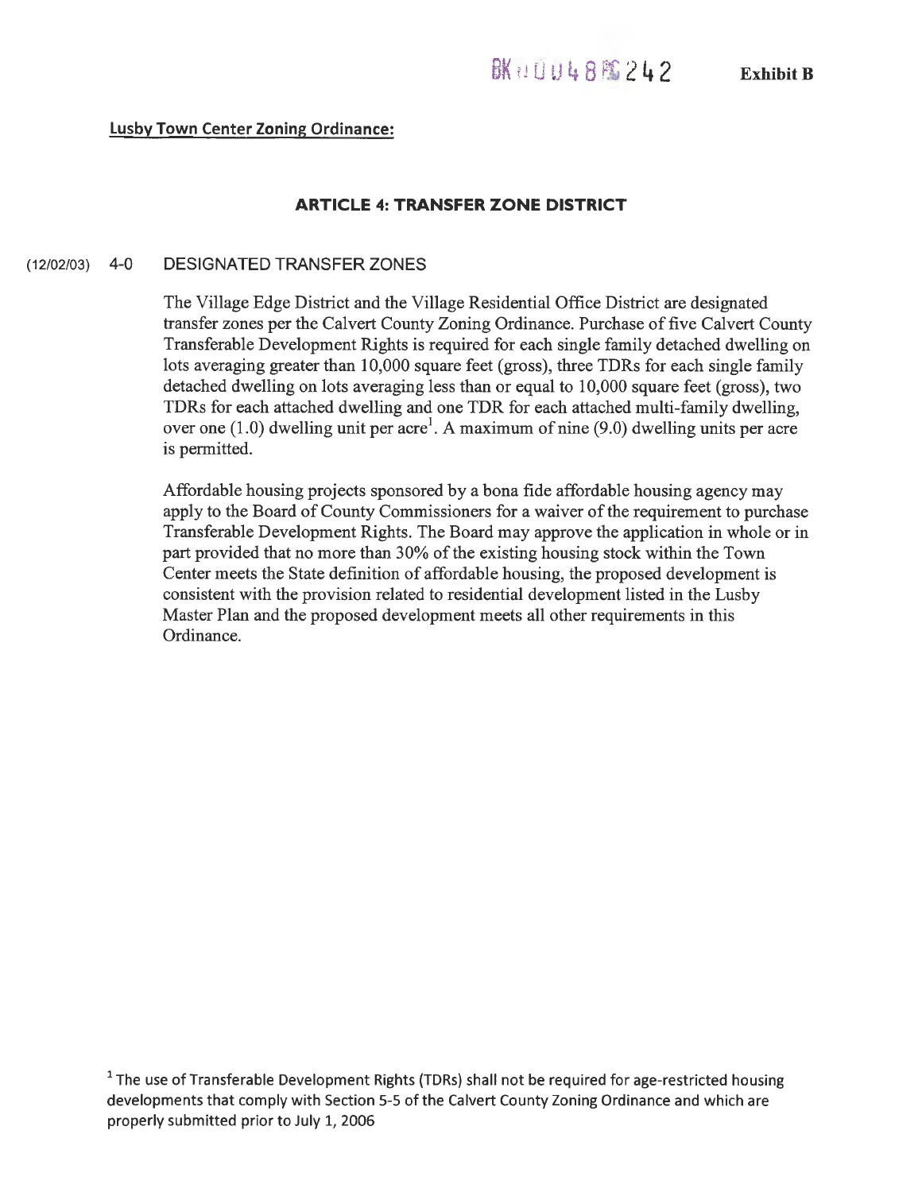BK 0 0 4 8 PG 2 4 2 **Exhibit B**

**Lusby Town Center Zoning Ordinance:**

## ARTICLE 4: TRANSFER ZONE DISTRICT

(12/02/03) 4-0 DESIGNATED TRANSFER ZONES

The Village Edge District and the Village Residential Office District are designated transfer zones per the Calvert County Zoning Ordinance. Purchase of five Calvert County Transferable Development Rights is required for each single family detached dwelling on lots averaging greater than 10,000 square feet (gross), three TDRs for each single family detached dwelling on lots averaging less than or equal to 10,000 square feet (gross), two TDRs for each attached dwelling and one TDR for each attached multi-family dwelling, over one (1.0) dwelling unit per acre[1]. A maximum of nine (9.0) dwelling units per acre is permitted.

Affordable housing projects sponsored by a bona fide affordable housing agency may apply to the Board of County Commissioners for a waiver of the requirement to purchase Transferable Development Rights. The Board may approve the application in whole or in part provided that no more than 30% of the existing housing stock within the Town Center meets the State definition of affordable housing, the proposed development is consistent with the provision related to residential development listed in the Lusby Master Plan and the proposed development meets all other requirements in this Ordinance.

[1] The use of Transferable Development Rights (TDRs) shall not be required for age-restricted housing developments that comply with Section 5-5 of the Calvert County Zoning Ordinance and which are properly submitted prior to July 1, 2006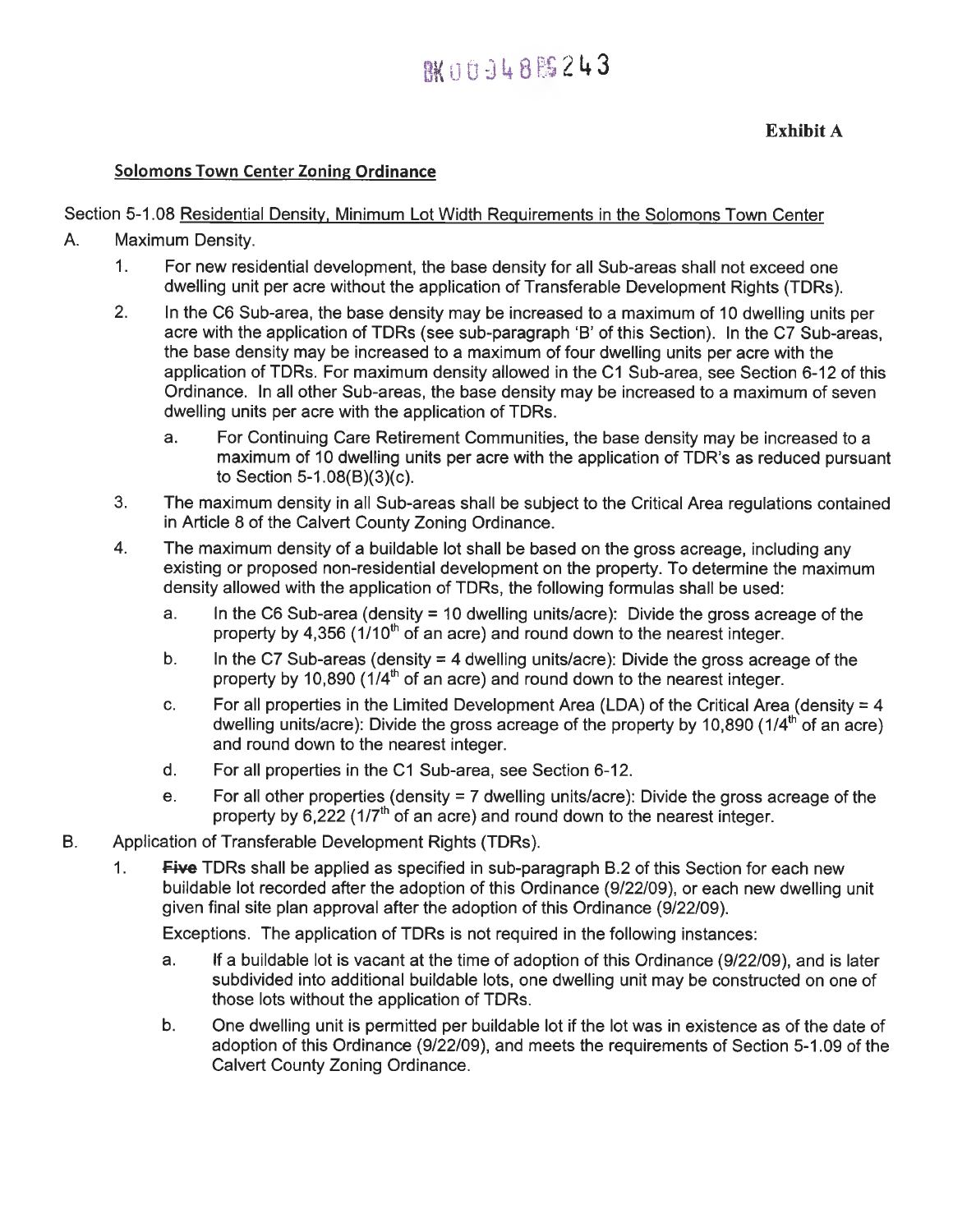BK 0 0 3 4 8 PG 2 4 3

**Exhibit A**

**Solomons Town Center Zoning Ordinance**

Section 5-1.08 Residential Density, Minimum Lot Width Requirements in the Solomons Town Center

A. Maximum Density.

1. For new residential development, the base density for all Sub-areas shall not exceed one dwelling unit per acre without the application of Transferable Development Rights (TDRs).

2. In the C6 Sub-area, the base density may be increased to a maximum of 10 dwelling units per acre with the application of TDRs (see sub-paragraph 'B' of this Section). In the C7 Sub-areas, the base density may be increased to a maximum of four dwelling units per acre with the application of TDRs. For maximum density allowed in the C1 Sub-area, see Section 6-12 of this Ordinance. In all other Sub-areas, the base density may be increased to a maximum of seven dwelling units per acre with the application of TDRs.

   a. For Continuing Care Retirement Communities, the base density may be increased to a maximum of 10 dwelling units per acre with the application of TDR's as reduced pursuant to Section 5-1.08(B)(3)(c).

3. The maximum density in all Sub-areas shall be subject to the Critical Area regulations contained in Article 8 of the Calvert County Zoning Ordinance.

4. The maximum density of a buildable lot shall be based on the gross acreage, including any existing or proposed non-residential development on the property. To determine the maximum density allowed with the application of TDRs, the following formulas shall be used:

   a. In the C6 Sub-area (density = 10 dwelling units/acre): Divide the gross acreage of the property by 4,356 (1/10th of an acre) and round down to the nearest integer.

   b. In the C7 Sub-areas (density = 4 dwelling units/acre): Divide the gross acreage of the property by 10,890 (1/4th of an acre) and round down to the nearest integer.

   c. For all properties in the Limited Development Area (LDA) of the Critical Area (density = 4 dwelling units/acre): Divide the gross acreage of the property by 10,890 (1/4th of an acre) and round down to the nearest integer.

   d. For all properties in the C1 Sub-area, see Section 6-12.

   e. For all other properties (density = 7 dwelling units/acre): Divide the gross acreage of the property by 6,222 (1/7th of an acre) and round down to the nearest integer.

B. Application of Transferable Development Rights (TDRs).

1. ~~**Five**~~ TDRs shall be applied as specified in sub-paragraph B.2 of this Section for each new buildable lot recorded after the adoption of this Ordinance (9/22/09), or each new dwelling unit given final site plan approval after the adoption of this Ordinance (9/22/09).

   Exceptions. The application of TDRs is not required in the following instances:

   a. If a buildable lot is vacant at the time of adoption of this Ordinance (9/22/09), and is later subdivided into additional buildable lots, one dwelling unit may be constructed on one of those lots without the application of TDRs.

   b. One dwelling unit is permitted per buildable lot if the lot was in existence as of the date of adoption of this Ordinance (9/22/09), and meets the requirements of Section 5-1.09 of the Calvert County Zoning Ordinance.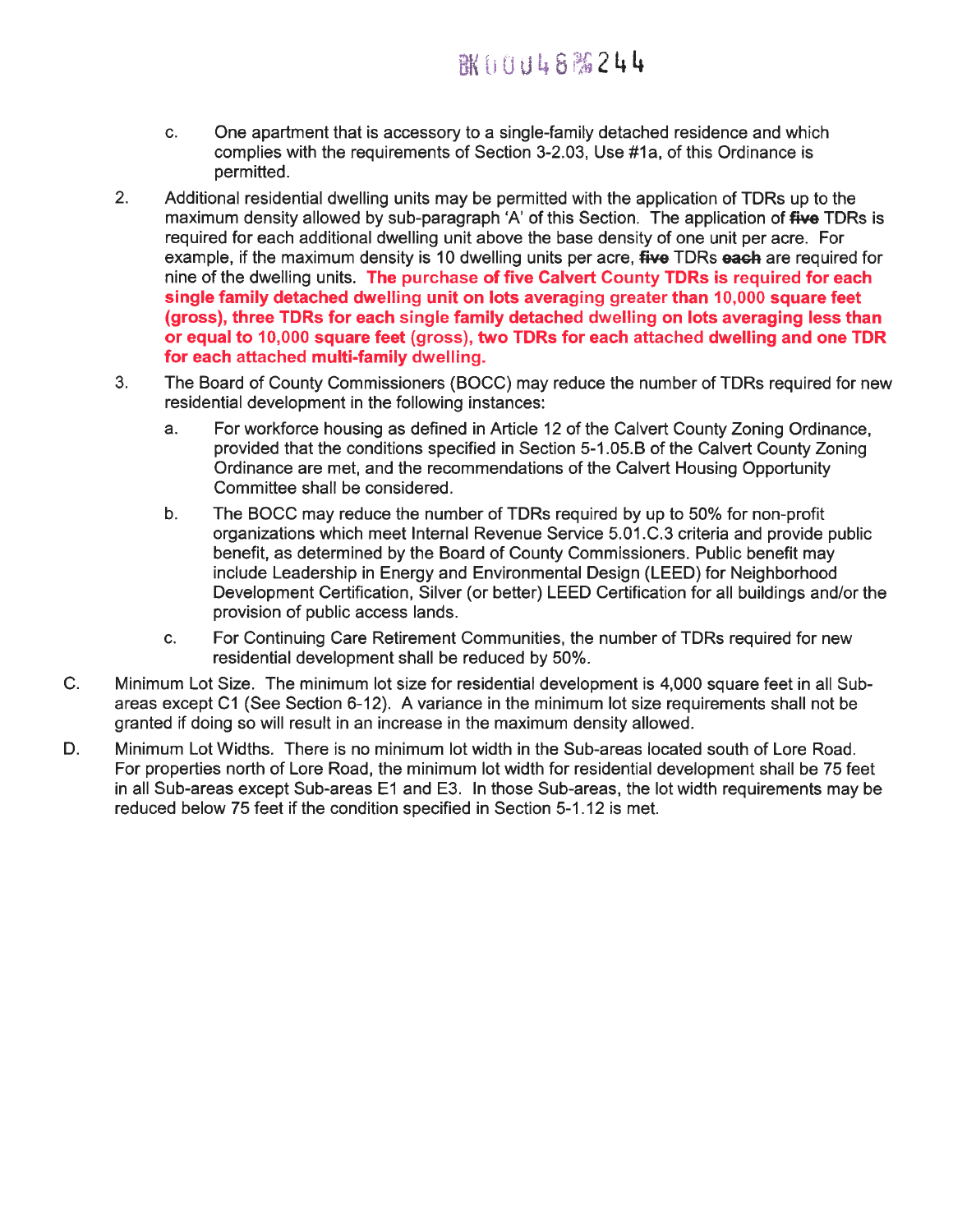c. One apartment that is accessory to a single-family detached residence and which complies with the requirements of Section 3-2.03, Use #1a, of this Ordinance is permitted.

2. Additional residential dwelling units may be permitted with the application of TDRs up to the maximum density allowed by sub-paragraph ‘A’ of this Section. The application of ~~five~~ TDRs is required for each additional dwelling unit above the base density of one unit per acre. For example, if the maximum density is 10 dwelling units per acre, ~~five~~ TDRs ~~each~~ are required for nine of the dwelling units. **The purchase of five Calvert County TDRs is required for each single family detached dwelling unit on lots averaging greater than 10,000 square feet (gross), three TDRs for each single family detached dwelling on lots averaging less than or equal to 10,000 square feet (gross), two TDRs for each attached dwelling and one TDR for each attached multi-family dwelling.**

3. The Board of County Commissioners (BOCC) may reduce the number of TDRs required for new residential development in the following instances:

   a. For workforce housing as defined in Article 12 of the Calvert County Zoning Ordinance, provided that the conditions specified in Section 5-1.05.B of the Calvert County Zoning Ordinance are met, and the recommendations of the Calvert Housing Opportunity Committee shall be considered.

   b. The BOCC may reduce the number of TDRs required by up to 50% for non-profit organizations which meet Internal Revenue Service 5.01.C.3 criteria and provide public benefit, as determined by the Board of County Commissioners. Public benefit may include Leadership in Energy and Environmental Design (LEED) for Neighborhood Development Certification, Silver (or better) LEED Certification for all buildings and/or the provision of public access lands.

   c. For Continuing Care Retirement Communities, the number of TDRs required for new residential development shall be reduced by 50%.

C. Minimum Lot Size. The minimum lot size for residential development is 4,000 square feet in all Sub-areas except C1 (See Section 6-12). A variance in the minimum lot size requirements shall not be granted if doing so will result in an increase in the maximum density allowed.

D. Minimum Lot Widths. There is no minimum lot width in the Sub-areas located south of Lore Road. For properties north of Lore Road, the minimum lot width for residential development shall be 75 feet in all Sub-areas except Sub-areas E1 and E3. In those Sub-areas, the lot width requirements may be reduced below 75 feet if the condition specified in Section 5-1.12 is met.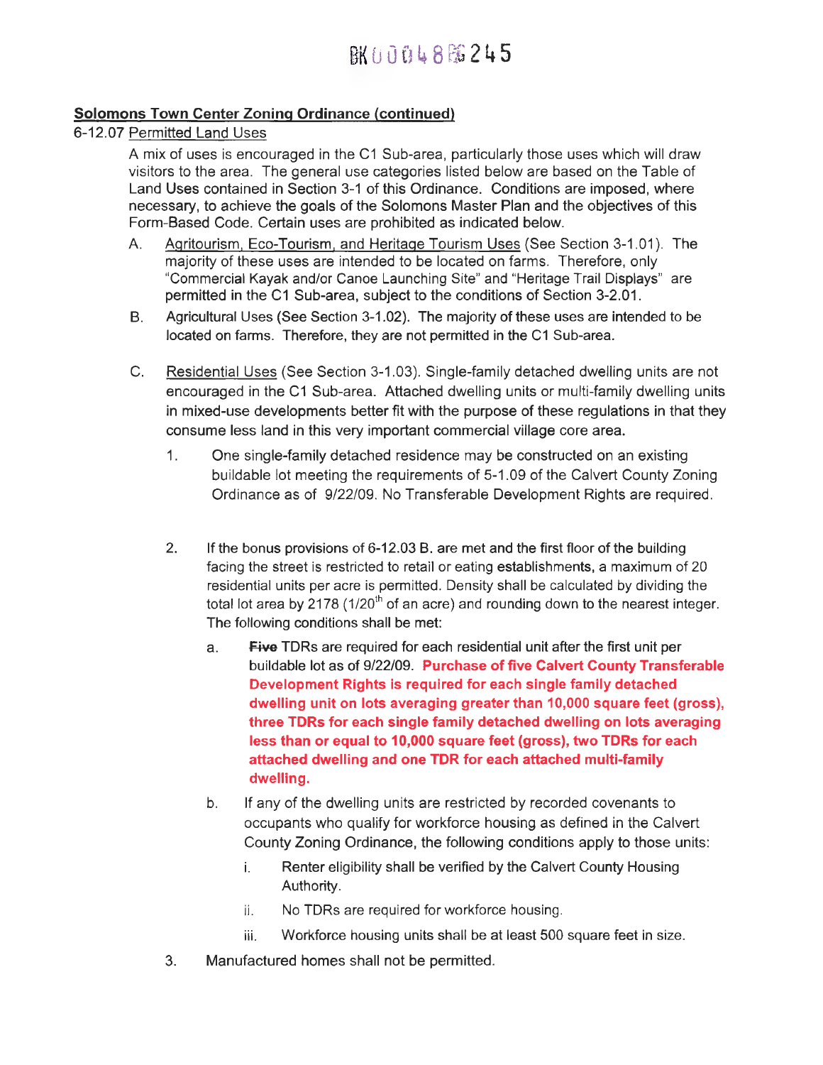**Solomons Town Center Zoning Ordinance (continued)**

6-12.07 Permitted Land Uses

A mix of uses is encouraged in the C1 Sub-area, particularly those uses which will draw visitors to the area. The general use categories listed below are based on the Table of Land Uses contained in Section 3-1 of this Ordinance. Conditions are imposed, where necessary, to achieve the goals of the Solomons Master Plan and the objectives of this Form-Based Code. Certain uses are prohibited as indicated below.

A. Agritourism, Eco-Tourism, and Heritage Tourism Uses (See Section 3-1.01). The majority of these uses are intended to be located on farms. Therefore, only "Commercial Kayak and/or Canoe Launching Site" and "Heritage Trail Displays" are permitted in the C1 Sub-area, subject to the conditions of Section 3-2.01.

B. Agricultural Uses (See Section 3-1.02). The majority of these uses are intended to be located on farms. Therefore, they are not permitted in the C1 Sub-area.

C. Residential Uses (See Section 3-1.03). Single-family detached dwelling units are not encouraged in the C1 Sub-area. Attached dwelling units or multi-family dwelling units in mixed-use developments better fit with the purpose of these regulations in that they consume less land in this very important commercial village core area.

1. One single-family detached residence may be constructed on an existing buildable lot meeting the requirements of 5-1.09 of the Calvert County Zoning Ordinance as of 9/22/09. No Transferable Development Rights are required.

2. If the bonus provisions of 6-12.03 B. are met and the first floor of the building facing the street is restricted to retail or eating establishments, a maximum of 20 residential units per acre is permitted. Density shall be calculated by dividing the total lot area by 2178 (1/20th of an acre) and rounding down to the nearest integer. The following conditions shall be met:

   a. ~~Five~~ TDRs are required for each residential unit after the first unit per buildable lot as of 9/22/09. **Purchase of five Calvert County Transferable Development Rights is required for each single family detached dwelling unit on lots averaging greater than 10,000 square feet (gross), three TDRs for each single family detached dwelling on lots averaging less than or equal to 10,000 square feet (gross), two TDRs for each attached dwelling and one TDR for each attached multi-family dwelling.**

   b. If any of the dwelling units are restricted by recorded covenants to occupants who qualify for workforce housing as defined in the Calvert County Zoning Ordinance, the following conditions apply to those units:

      i. Renter eligibility shall be verified by the Calvert County Housing Authority.

      ii. No TDRs are required for workforce housing.

      iii. Workforce housing units shall be at least 500 square feet in size.

3. Manufactured homes shall not be permitted.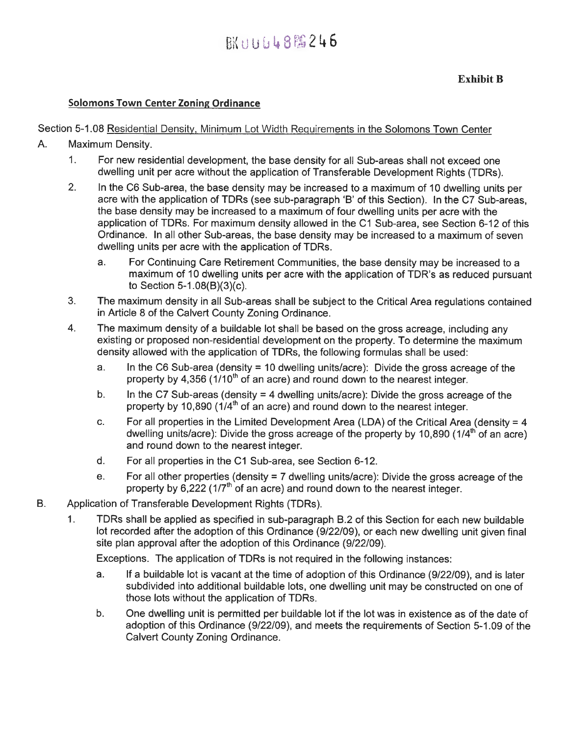**Exhibit B**

**Solomons Town Center Zoning Ordinance**

Section 5-1.08 Residential Density, Minimum Lot Width Requirements in the Solomons Town Center

A. Maximum Density.

1. For new residential development, the base density for all Sub-areas shall not exceed one dwelling unit per acre without the application of Transferable Development Rights (TDRs).

2. In the C6 Sub-area, the base density may be increased to a maximum of 10 dwelling units per acre with the application of TDRs (see sub-paragraph 'B' of this Section). In the C7 Sub-areas, the base density may be increased to a maximum of four dwelling units per acre with the application of TDRs. For maximum density allowed in the C1 Sub-area, see Section 6-12 of this Ordinance. In all other Sub-areas, the base density may be increased to a maximum of seven dwelling units per acre with the application of TDRs.

   a. For Continuing Care Retirement Communities, the base density may be increased to a maximum of 10 dwelling units per acre with the application of TDR's as reduced pursuant to Section 5-1.08(B)(3)(c).

3. The maximum density in all Sub-areas shall be subject to the Critical Area regulations contained in Article 8 of the Calvert County Zoning Ordinance.

4. The maximum density of a buildable lot shall be based on the gross acreage, including any existing or proposed non-residential development on the property. To determine the maximum density allowed with the application of TDRs, the following formulas shall be used:

   a. In the C6 Sub-area (density = 10 dwelling units/acre): Divide the gross acreage of the property by 4,356 (1/10th of an acre) and round down to the nearest integer.

   b. In the C7 Sub-areas (density = 4 dwelling units/acre): Divide the gross acreage of the property by 10,890 (1/4th of an acre) and round down to the nearest integer.

   c. For all properties in the Limited Development Area (LDA) of the Critical Area (density = 4 dwelling units/acre): Divide the gross acreage of the property by 10,890 (1/4th of an acre) and round down to the nearest integer.

   d. For all properties in the C1 Sub-area, see Section 6-12.

   e. For all other properties (density = 7 dwelling units/acre): Divide the gross acreage of the property by 6,222 (1/7th of an acre) and round down to the nearest integer.

B. Application of Transferable Development Rights (TDRs).

1. TDRs shall be applied as specified in sub-paragraph B.2 of this Section for each new buildable lot recorded after the adoption of this Ordinance (9/22/09), or each new dwelling unit given final site plan approval after the adoption of this Ordinance (9/22/09).

   Exceptions. The application of TDRs is not required in the following instances:

   a. If a buildable lot is vacant at the time of adoption of this Ordinance (9/22/09), and is later subdivided into additional buildable lots, one dwelling unit may be constructed on one of those lots without the application of TDRs.

   b. One dwelling unit is permitted per buildable lot if the lot was in existence as of the date of adoption of this Ordinance (9/22/09), and meets the requirements of Section 5-1.09 of the Calvert County Zoning Ordinance.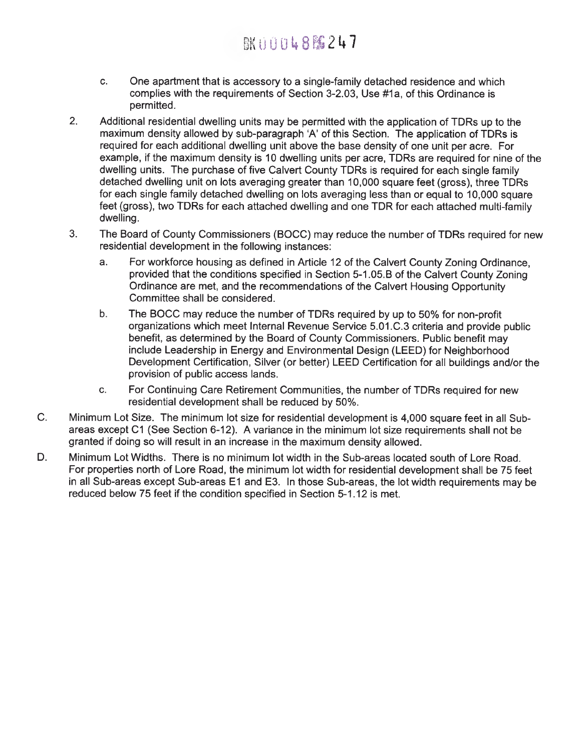c. One apartment that is accessory to a single-family detached residence and which complies with the requirements of Section 3-2.03, Use #1a, of this Ordinance is permitted.

2. Additional residential dwelling units may be permitted with the application of TDRs up to the maximum density allowed by sub-paragraph 'A' of this Section. The application of TDRs is required for each additional dwelling unit above the base density of one unit per acre. For example, if the maximum density is 10 dwelling units per acre, TDRs are required for nine of the dwelling units. The purchase of five Calvert County TDRs is required for each single family detached dwelling unit on lots averaging greater than 10,000 square feet (gross), three TDRs for each single family detached dwelling on lots averaging less than or equal to 10,000 square feet (gross), two TDRs for each attached dwelling and one TDR for each attached multi-family dwelling.

3. The Board of County Commissioners (BOCC) may reduce the number of TDRs required for new residential development in the following instances:

   a. For workforce housing as defined in Article 12 of the Calvert County Zoning Ordinance, provided that the conditions specified in Section 5-1.05.B of the Calvert County Zoning Ordinance are met, and the recommendations of the Calvert Housing Opportunity Committee shall be considered.

   b. The BOCC may reduce the number of TDRs required by up to 50% for non-profit organizations which meet Internal Revenue Service 5.01.C.3 criteria and provide public benefit, as determined by the Board of County Commissioners. Public benefit may include Leadership in Energy and Environmental Design (LEED) for Neighborhood Development Certification, Silver (or better) LEED Certification for all buildings and/or the provision of public access lands.

   c. For Continuing Care Retirement Communities, the number of TDRs required for new residential development shall be reduced by 50%.

C. Minimum Lot Size. The minimum lot size for residential development is 4,000 square feet in all Sub-areas except C1 (See Section 6-12). A variance in the minimum lot size requirements shall not be granted if doing so will result in an increase in the maximum density allowed.

D. Minimum Lot Widths. There is no minimum lot width in the Sub-areas located south of Lore Road. For properties north of Lore Road, the minimum lot width for residential development shall be 75 feet in all Sub-areas except Sub-areas E1 and E3. In those Sub-areas, the lot width requirements may be reduced below 75 feet if the condition specified in Section 5-1.12 is met.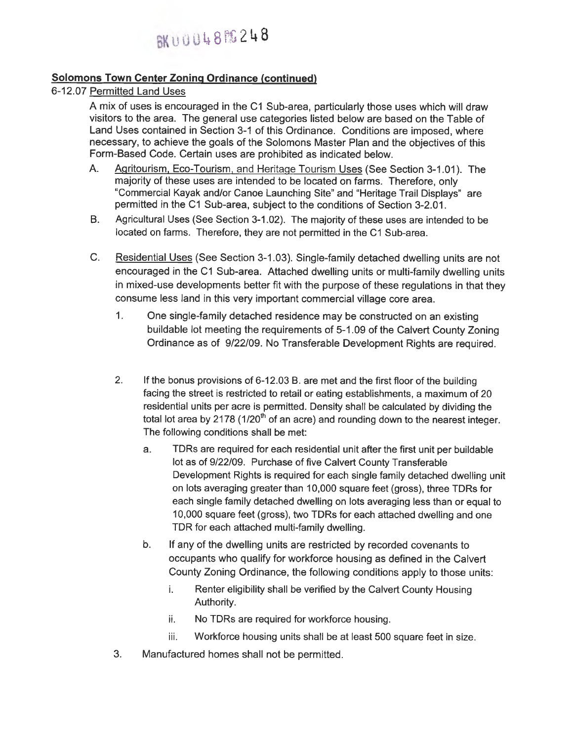**Solomons Town Center Zoning Ordinance (continued)**

6-12.07 Permitted Land Uses

A mix of uses is encouraged in the C1 Sub-area, particularly those uses which will draw visitors to the area. The general use categories listed below are based on the Table of Land Uses contained in Section 3-1 of this Ordinance. Conditions are imposed, where necessary, to achieve the goals of the Solomons Master Plan and the objectives of this Form-Based Code. Certain uses are prohibited as indicated below.

A. Agritourism, Eco-Tourism, and Heritage Tourism Uses (See Section 3-1.01). The majority of these uses are intended to be located on farms. Therefore, only "Commercial Kayak and/or Canoe Launching Site" and "Heritage Trail Displays" are permitted in the C1 Sub-area, subject to the conditions of Section 3-2.01.

B. Agricultural Uses (See Section 3-1.02). The majority of these uses are intended to be located on farms. Therefore, they are not permitted in the C1 Sub-area.

C. Residential Uses (See Section 3-1.03). Single-family detached dwelling units are not encouraged in the C1 Sub-area. Attached dwelling units or multi-family dwelling units in mixed-use developments better fit with the purpose of these regulations in that they consume less land in this very important commercial village core area.

1. One single-family detached residence may be constructed on an existing buildable lot meeting the requirements of 5-1.09 of the Calvert County Zoning Ordinance as of 9/22/09. No Transferable Development Rights are required.

2. If the bonus provisions of 6-12.03 B. are met and the first floor of the building facing the street is restricted to retail or eating establishments, a maximum of 20 residential units per acre is permitted. Density shall be calculated by dividing the total lot area by 2178 ($1/20^{th}$ of an acre) and rounding down to the nearest integer. The following conditions shall be met:

   a. TDRs are required for each residential unit after the first unit per buildable lot as of 9/22/09. Purchase of five Calvert County Transferable Development Rights is required for each single family detached dwelling unit on lots averaging greater than 10,000 square feet (gross), three TDRs for each single family detached dwelling on lots averaging less than or equal to 10,000 square feet (gross), two TDRs for each attached dwelling and one TDR for each attached multi-family dwelling.

   b. If any of the dwelling units are restricted by recorded covenants to occupants who qualify for workforce housing as defined in the Calvert County Zoning Ordinance, the following conditions apply to those units:

      i. Renter eligibility shall be verified by the Calvert County Housing Authority.

      ii. No TDRs are required for workforce housing.

      iii. Workforce housing units shall be at least 500 square feet in size.

3. Manufactured homes shall not be permitted.